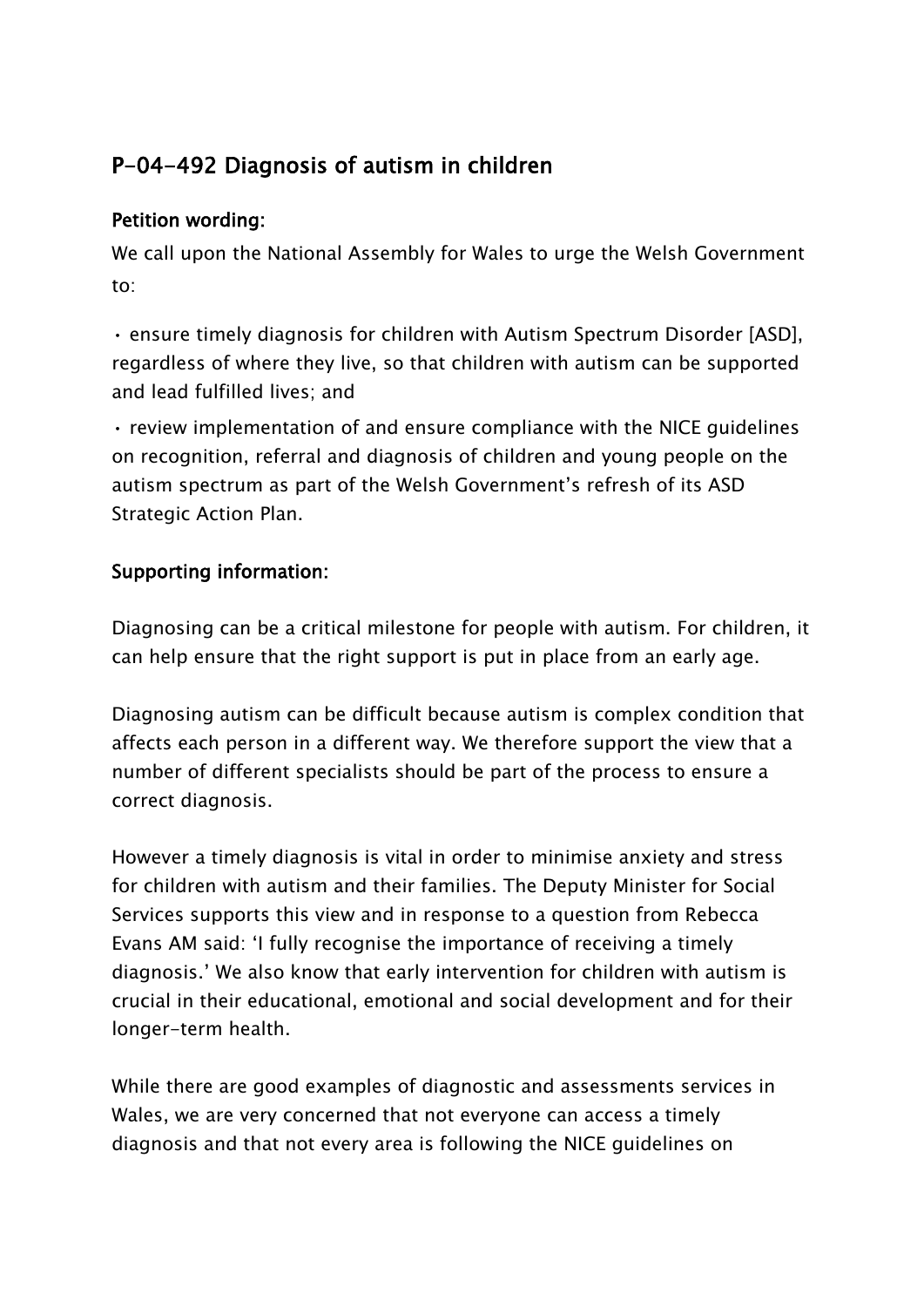## P-04-492 Diagnosis of autism in children

### Petition wording:

We call upon the National Assembly for Wales to urge the Welsh Government to:

• ensure timely diagnosis for children with Autism Spectrum Disorder [ASD], regardless of where they live, so that children with autism can be supported and lead fulfilled lives; and

• review implementation of and ensure compliance with the NICE guidelines on recognition, referral and diagnosis of children and young people on the autism spectrum as part of the Welsh Government's refresh of its ASD Strategic Action Plan.

### Supporting information:

Diagnosing can be a critical milestone for people with autism. For children, it can help ensure that the right support is put in place from an early age.

Diagnosing autism can be difficult because autism is complex condition that affects each person in a different way. We therefore support the view that a number of different specialists should be part of the process to ensure a correct diagnosis.

However a timely diagnosis is vital in order to minimise anxiety and stress for children with autism and their families. The Deputy Minister for Social Services supports this view and in response to a question from Rebecca Evans AM said: 'I fully recognise the importance of receiving a timely diagnosis.' We also know that early intervention for children with autism is crucial in their educational, emotional and social development and for their longer-term health.

While there are good examples of diagnostic and assessments services in Wales, we are very concerned that not everyone can access a timely diagnosis and that not every area is following the NICE guidelines on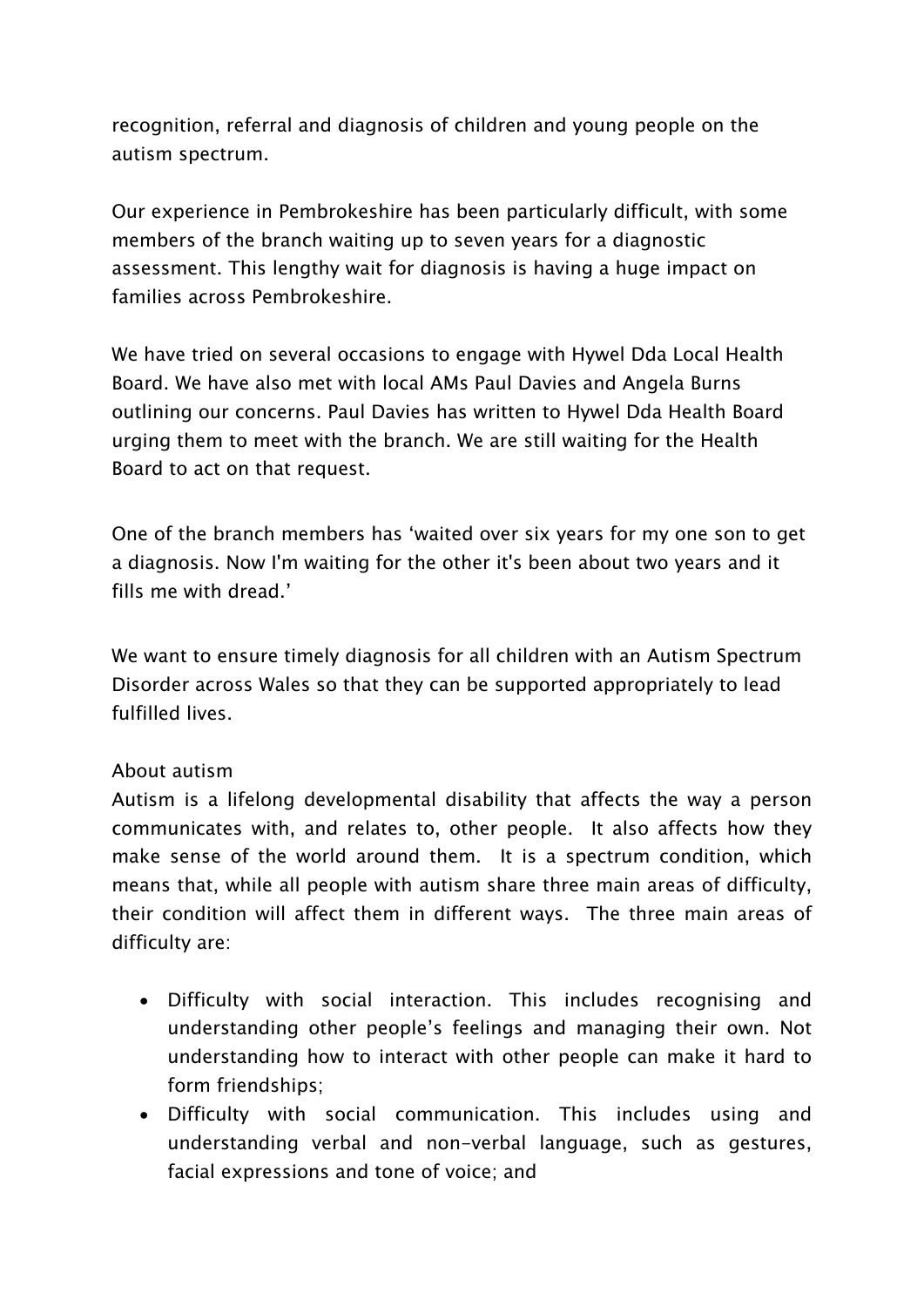recognition, referral and diagnosis of children and young people on the autism spectrum.

Our experience in Pembrokeshire has been particularly difficult, with some members of the branch waiting up to seven years for a diagnostic assessment. This lengthy wait for diagnosis is having a huge impact on families across Pembrokeshire.

We have tried on several occasions to engage with Hywel Dda Local Health Board. We have also met with local AMs Paul Davies and Angela Burns outlining our concerns. Paul Davies has written to Hywel Dda Health Board urging them to meet with the branch. We are still waiting for the Health Board to act on that request.

One of the branch members has 'waited over six years for my one son to get a diagnosis. Now I'm waiting for the other it's been about two years and it fills me with dread.'

We want to ensure timely diagnosis for all children with an Autism Spectrum Disorder across Wales so that they can be supported appropriately to lead fulfilled lives.

About autism

Autism is a lifelong developmental disability that affects the way a person communicates with, and relates to, other people. It also affects how they make sense of the world around them. It is a spectrum condition, which means that, while all people with autism share three main areas of difficulty, their condition will affect them in different ways. The three main areas of difficulty are:

- Difficulty with social interaction. This includes recognising and understanding other people's feelings and managing their own. Not understanding how to interact with other people can make it hard to form friendships;
- Difficulty with social communication. This includes using and understanding verbal and non-verbal language, such as gestures, facial expressions and tone of voice; and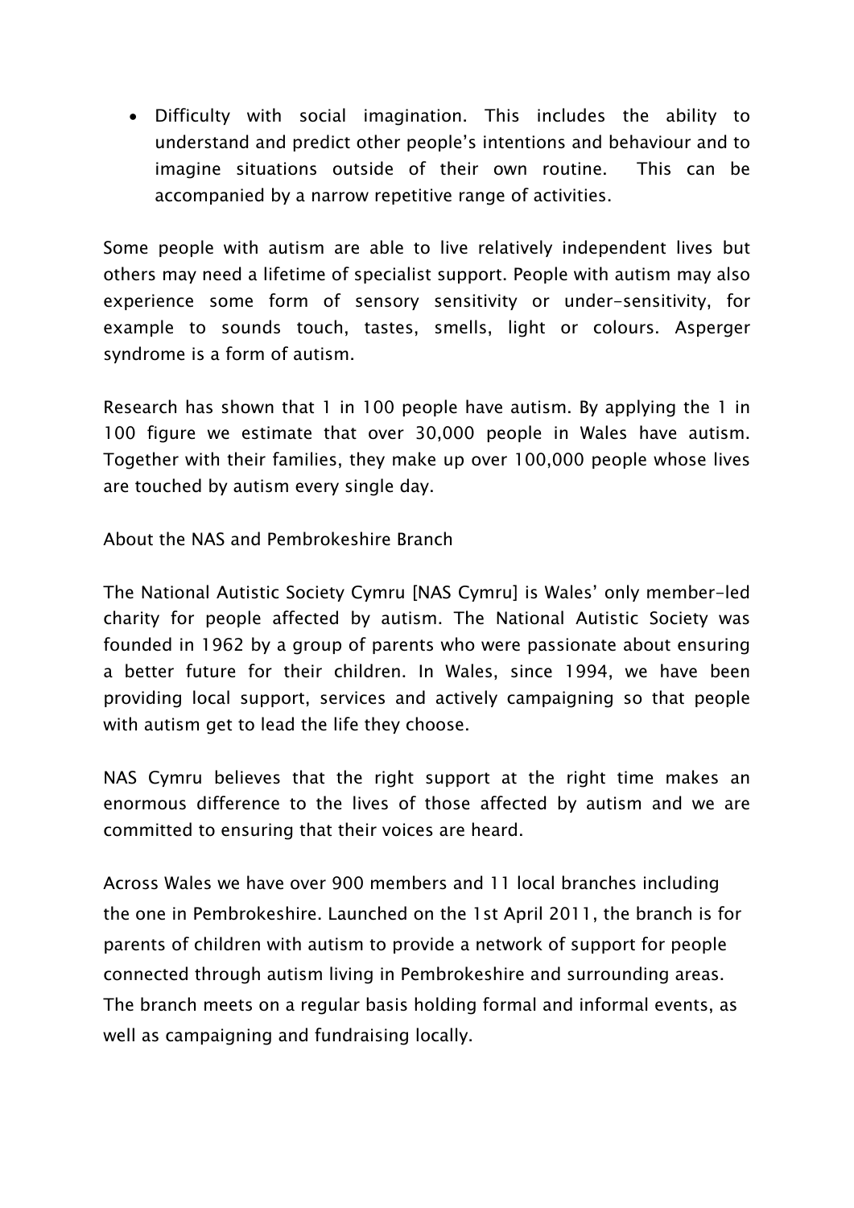- Difficulty with social imagination. This includes the ability to understand and predict other people's intentions and behaviour and to imagine situations outside of their own routine. This can be accompanied by a narrow repetitive range of activities.

Some people with autism are able to live relatively independent lives but others may need a lifetime of specialist support. People with autism may also experience some form of sensory sensitivity or under-sensitivity, for example to sounds touch, tastes, smells, light or colours. Asperger syndrome is a form of autism.

Research has shown that 1 in 100 people have autism. By applying the 1 in 100 figure we estimate that over 30,000 people in Wales have autism. Together with their families, they make up over 100,000 people whose lives are touched by autism every single day.

About the NAS and Pembrokeshire Branch

The National Autistic Society Cymru [NAS Cymru] is Wales' only member-led charity for people affected by autism. The National Autistic Society was founded in 1962 by a group of parents who were passionate about ensuring a better future for their children. In Wales, since 1994, we have been providing local support, services and actively campaigning so that people with autism get to lead the life they choose.

NAS Cymru believes that the right support at the right time makes an enormous difference to the lives of those affected by autism and we are committed to ensuring that their voices are heard.

Across Wales we have over 900 members and 11 local branches including the one in Pembrokeshire. Launched on the 1st April 2011, the branch is for parents of children with autism to provide a network of support for people connected through autism living in Pembrokeshire and surrounding areas. The branch meets on a regular basis holding formal and informal events, as well as campaigning and fundraising locally.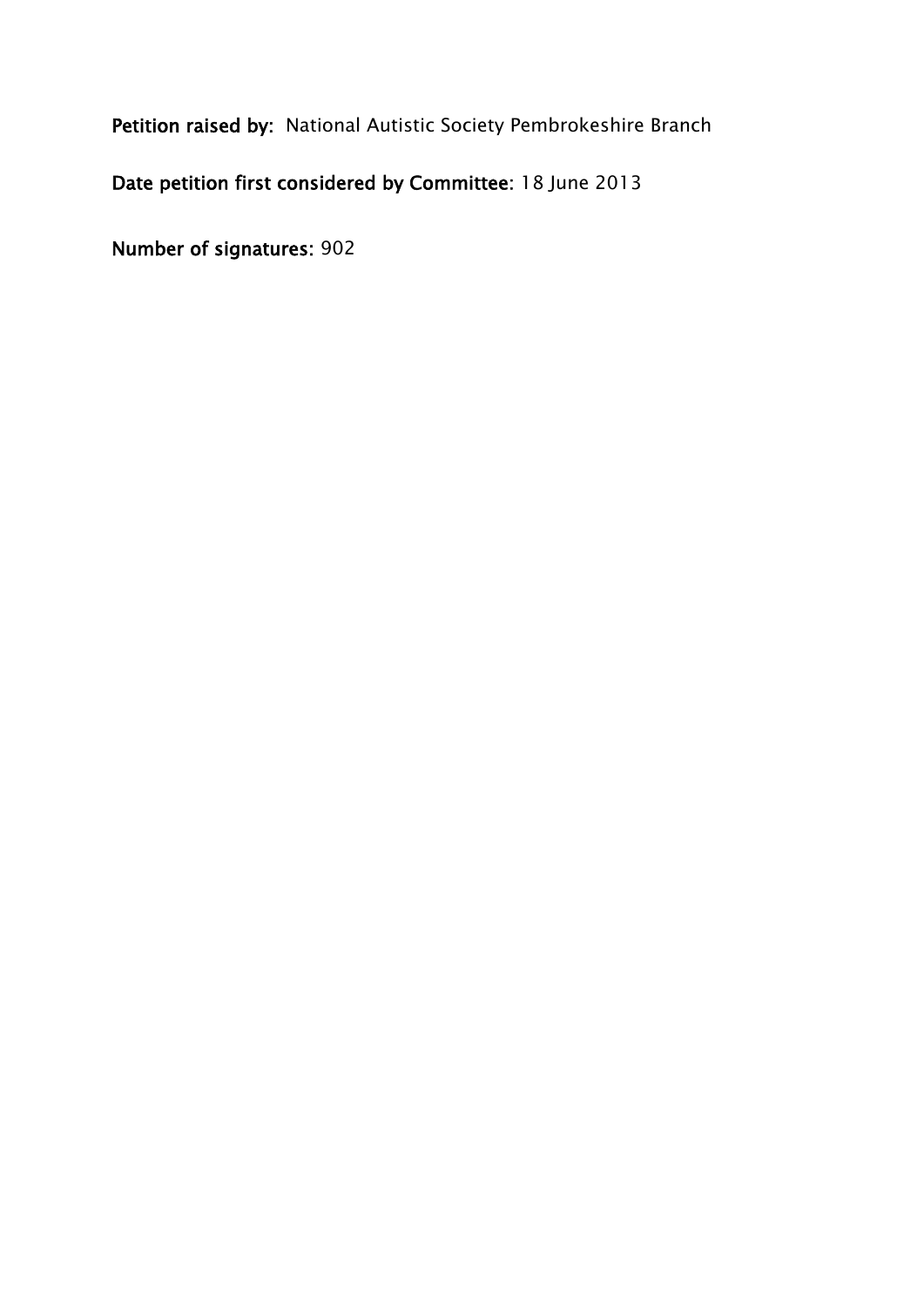**Petition raised by:** National Autistic Society Pembrokeshire Branch

**Date petition first considered by Committee**: 18 June 2013

**Number of signatures:** 902